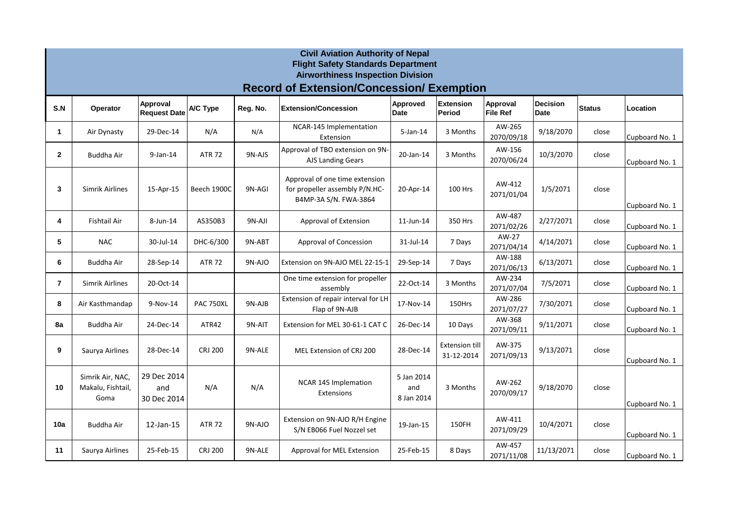**Civil Aviation Authority of Nepal**
**Flight Safety Standards Department**
**Airworthiness Inspection Division**

## Record of Extension/Concession/ Exemption

| S.N | Operator | Approval Request Date | A/C Type | Reg. No. | Extension/Concession | Approved Date | Extension Period | Approval File Ref | Decision Date | Status | Location |
|---|---|---|---|---|---|---|---|---|---|---|---|
| 1 | Air Dynasty | 29-Dec-14 | N/A | N/A | NCAR-145 Implementation Extension | 5-Jan-14 | 3 Months | AW-265 2070/09/18 | 9/18/2070 | close | Cupboard No. 1 |
| 2 | Buddha Air | 9-Jan-14 | ATR 72 | 9N-AJS | Approval of TBO extension on 9N-AJS Landing Gears | 20-Jan-14 | 3 Months | AW-156 2070/06/24 | 10/3/2070 | close | Cupboard No. 1 |
| 3 | Simrik Airlines | 15-Apr-15 | Beech 1900C | 9N-AGI | Approval of one time extension for propeller assembly P/N.HC-B4MP-3A S/N. FWA-3864 | 20-Apr-14 | 100 Hrs | AW-412 2071/01/04 | 1/5/2071 | close | Cupboard No. 1 |
| 4 | Fishtail Air | 8-Jun-14 | AS350B3 | 9N-AJI | Approval of Extension | 11-Jun-14 | 350 Hrs | AW-487 2071/02/26 | 2/27/2071 | close | Cupboard No. 1 |
| 5 | NAC | 30-Jul-14 | DHC-6/300 | 9N-ABT | Approval of Concession | 31-Jul-14 | 7 Days | AW-27 2071/04/14 | 4/14/2071 | close | Cupboard No. 1 |
| 6 | Buddha Air | 28-Sep-14 | ATR 72 | 9N-AJO | Extension on 9N-AJO MEL 22-15-1 | 29-Sep-14 | 7 Days | AW-188 2071/06/13 | 6/13/2071 | close | Cupboard No. 1 |
| 7 | Simrik Airlines | 20-Oct-14 | | | One time extension for propeller assembly | 22-Oct-14 | 3 Months | AW-234 2071/07/04 | 7/5/2071 | close | Cupboard No. 1 |
| 8 | Air Kasthmandap | 9-Nov-14 | PAC 750XL | 9N-AJB | Extension of repair interval for LH Flap of 9N-AJB | 17-Nov-14 | 150Hrs | AW-286 2071/07/27 | 7/30/2071 | close | Cupboard No. 1 |
| 8a | Buddha Air | 24-Dec-14 | ATR42 | 9N-AIT | Extension for MEL 30-61-1 CAT C | 26-Dec-14 | 10 Days | AW-368 2071/09/11 | 9/11/2071 | close | Cupboard No. 1 |
| 9 | Saurya Airlines | 28-Dec-14 | CRJ 200 | 9N-ALE | MEL Extension of CRJ 200 | 28-Dec-14 | Extension till 31-12-2014 | AW-375 2071/09/13 | 9/13/2071 | close | Cupboard No. 1 |
| 10 | Simrik Air, NAC, Makalu, Fishtail, Goma | 29 Dec 2014 and 30 Dec 2014 | N/A | N/A | NCAR 145 Implemation Extensions | 5 Jan 2014 and 8 Jan 2014 | 3 Months | AW-262 2070/09/17 | 9/18/2070 | close | Cupboard No. 1 |
| 10a | Buddha Air | 12-Jan-15 | ATR 72 | 9N-AJO | Extension on 9N-AJO R/H Engine S/N EB066 Fuel Nozzel set | 19-Jan-15 | 150FH | AW-411 2071/09/29 | 10/4/2071 | close | Cupboard No. 1 |
| 11 | Saurya Airlines | 25-Feb-15 | CRJ 200 | 9N-ALE | Approval for MEL Extension | 25-Feb-15 | 8 Days | AW-457 2071/11/08 | 11/13/2071 | close | Cupboard No. 1 |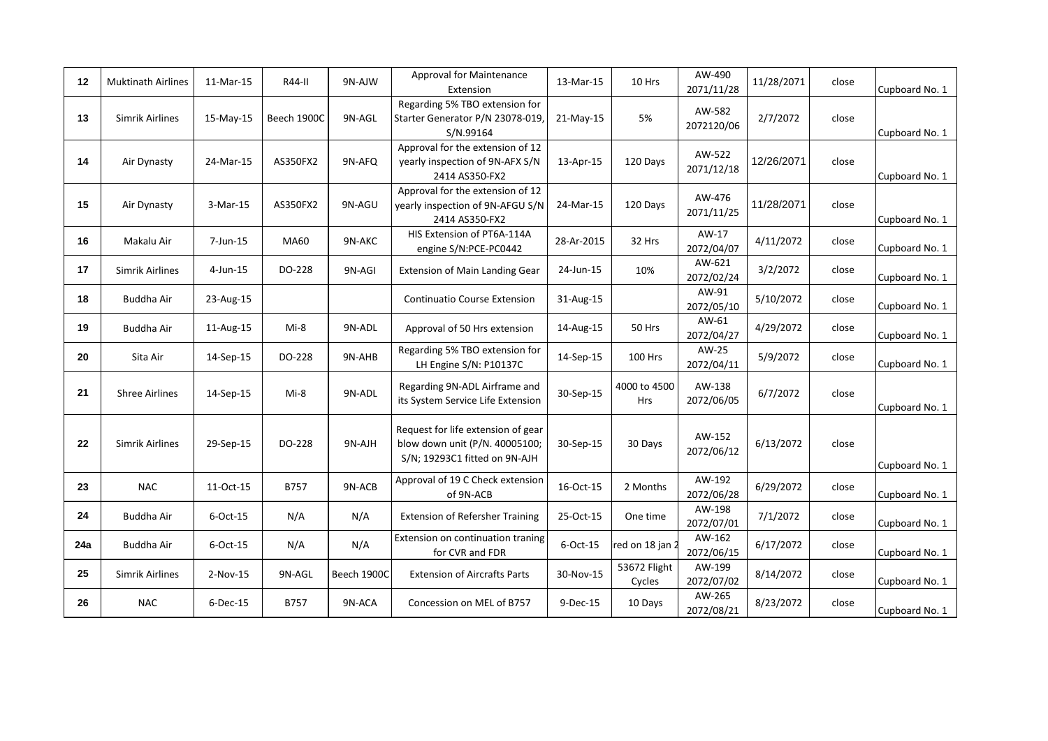| 12 | Muktinath Airlines | 11-Mar-15 | R44-II | 9N-AJW | Approval for Maintenance Extension | 13-Mar-15 | 10 Hrs | AW-490 2071/11/28 | 11/28/2071 | close | Cupboard No. 1 |
|---|---|---|---|---|---|---|---|---|---|---|---|
| 13 | Simrik Airlines | 15-May-15 | Beech 1900C | 9N-AGL | Regarding 5% TBO extension for Starter Generator P/N 23078-019, S/N.99164 | 21-May-15 | 5% | AW-582 2072120/06 | 2/7/2072 | close | Cupboard No. 1 |
| 14 | Air Dynasty | 24-Mar-15 | AS350FX2 | 9N-AFQ | Approval for the extension of 12 yearly inspection of 9N-AFX S/N 2414 AS350-FX2 | 13-Apr-15 | 120 Days | AW-522 2071/12/18 | 12/26/2071 | close | Cupboard No. 1 |
| 15 | Air Dynasty | 3-Mar-15 | AS350FX2 | 9N-AGU | Approval for the extension of 12 yearly inspection of 9N-AFGU S/N 2414 AS350-FX2 | 24-Mar-15 | 120 Days | AW-476 2071/11/25 | 11/28/2071 | close | Cupboard No. 1 |
| 16 | Makalu Air | 7-Jun-15 | MA60 | 9N-AKC | HIS Extension of PT6A-114A engine S/N:PCE-PC0442 | 28-Ar-2015 | 32 Hrs | AW-17 2072/04/07 | 4/11/2072 | close | Cupboard No. 1 |
| 17 | Simrik Airlines | 4-Jun-15 | DO-228 | 9N-AGI | Extension of Main Landing Gear | 24-Jun-15 | 10% | AW-621 2072/02/24 | 3/2/2072 | close | Cupboard No. 1 |
| 18 | Buddha Air | 23-Aug-15 | | | Continuatio Course Extension | 31-Aug-15 | | AW-91 2072/05/10 | 5/10/2072 | close | Cupboard No. 1 |
| 19 | Buddha Air | 11-Aug-15 | Mi-8 | 9N-ADL | Approval of 50 Hrs extension | 14-Aug-15 | 50 Hrs | AW-61 2072/04/27 | 4/29/2072 | close | Cupboard No. 1 |
| 20 | Sita Air | 14-Sep-15 | DO-228 | 9N-AHB | Regarding 5% TBO extension for LH Engine S/N: P10137C | 14-Sep-15 | 100 Hrs | AW-25 2072/04/11 | 5/9/2072 | close | Cupboard No. 1 |
| 21 | Shree Airlines | 14-Sep-15 | Mi-8 | 9N-ADL | Regarding 9N-ADL Airframe and its System Service Life Extension | 30-Sep-15 | 4000 to 4500 Hrs | AW-138 2072/06/05 | 6/7/2072 | close | Cupboard No. 1 |
| 22 | Simrik Airlines | 29-Sep-15 | DO-228 | 9N-AJH | Request for life extension of gear blow down unit (P/N. 40005100; S/N; 19293C1 fitted on 9N-AJH | 30-Sep-15 | 30 Days | AW-152 2072/06/12 | 6/13/2072 | close | Cupboard No. 1 |
| 23 | NAC | 11-Oct-15 | B757 | 9N-ACB | Approval of 19 C Check extension of 9N-ACB | 16-Oct-15 | 2 Months | AW-192 2072/06/28 | 6/29/2072 | close | Cupboard No. 1 |
| 24 | Buddha Air | 6-Oct-15 | N/A | N/A | Extension of Refersher Training | 25-Oct-15 | One time | AW-198 2072/07/01 | 7/1/2072 | close | Cupboard No. 1 |
| 24a | Buddha Air | 6-Oct-15 | N/A | N/A | Extension on continuation traning for CVR and FDR | 6-Oct-15 | red on 18 jan 2 | AW-162 2072/06/15 | 6/17/2072 | close | Cupboard No. 1 |
| 25 | Simrik Airlines | 2-Nov-15 | 9N-AGL | Beech 1900C | Extension of Aircrafts Parts | 30-Nov-15 | 53672 Flight Cycles | AW-199 2072/07/02 | 8/14/2072 | close | Cupboard No. 1 |
| 26 | NAC | 6-Dec-15 | B757 | 9N-ACA | Concession on MEL of B757 | 9-Dec-15 | 10 Days | AW-265 2072/08/21 | 8/23/2072 | close | Cupboard No. 1 |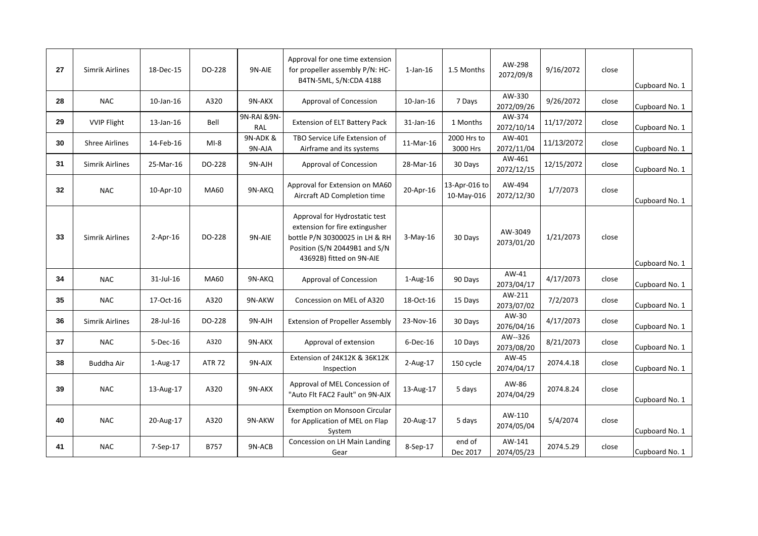| 27 | Simrik Airlines | 18-Dec-15 | DO-228 | 9N-AIE | Approval for one time extension for propeller assembly P/N: HC-B4TN-5ML, S/N:CDA 4188 | 1-Jan-16 | 1.5 Months | AW-298 2072/09/8 | 9/16/2072 | close | Cupboard No. 1 |
|---|---|---|---|---|---|---|---|---|---|---|---|
| 28 | NAC | 10-Jan-16 | A320 | 9N-AKX | Approval of Concession | 10-Jan-16 | 7 Days | AW-330 2072/09/26 | 9/26/2072 | close | Cupboard No. 1 |
| 29 | VVIP Flight | 13-Jan-16 | Bell | 9N-RAI &9N-RAL | Extension of ELT Battery Pack | 31-Jan-16 | 1 Months | AW-374 2072/10/14 | 11/17/2072 | close | Cupboard No. 1 |
| 30 | Shree Airlines | 14-Feb-16 | MI-8 | 9N-ADK & 9N-AJA | TBO Service Life Extension of Airframe and its systems | 11-Mar-16 | 2000 Hrs to 3000 Hrs | AW-401 2072/11/04 | 11/13/2072 | close | Cupboard No. 1 |
| 31 | Simrik Airlines | 25-Mar-16 | DO-228 | 9N-AJH | Approval of Concession | 28-Mar-16 | 30 Days | AW-461 2072/12/15 | 12/15/2072 | close | Cupboard No. 1 |
| 32 | NAC | 10-Apr-10 | MA60 | 9N-AKQ | Approval for Extension on MA60 Aircraft AD Completion time | 20-Apr-16 | 13-Apr-016 to 10-May-016 | AW-494 2072/12/30 | 1/7/2073 | close | Cupboard No. 1 |
| 33 | Simrik Airlines | 2-Apr-16 | DO-228 | 9N-AIE | Approval for Hydrostatic test extension for fire extingusher bottle P/N 30300025 in LH & RH Position (S/N 20449B1 and S/N 43692B) fitted on 9N-AIE | 3-May-16 | 30 Days | AW-3049 2073/01/20 | 1/21/2073 | close | Cupboard No. 1 |
| 34 | NAC | 31-Jul-16 | MA60 | 9N-AKQ | Approval of Concession | 1-Aug-16 | 90 Days | AW-41 2073/04/17 | 4/17/2073 | close | Cupboard No. 1 |
| 35 | NAC | 17-Oct-16 | A320 | 9N-AKW | Concession on MEL of A320 | 18-Oct-16 | 15 Days | AW-211 2073/07/02 | 7/2/2073 | close | Cupboard No. 1 |
| 36 | Simrik Airlines | 28-Jul-16 | DO-228 | 9N-AJH | Extension of Propeller Assembly | 23-Nov-16 | 30 Days | AW-30 2076/04/16 | 4/17/2073 | close | Cupboard No. 1 |
| 37 | NAC | 5-Dec-16 | A320 | 9N-AKX | Approval of extension | 6-Dec-16 | 10 Days | AW--326 2073/08/20 | 8/21/2073 | close | Cupboard No. 1 |
| 38 | Buddha Air | 1-Aug-17 | ATR 72 | 9N-AJX | Extension of 24K12K & 36K12K Inspection | 2-Aug-17 | 150 cycle | AW-45 2074/04/17 | 2074.4.18 | close | Cupboard No. 1 |
| 39 | NAC | 13-Aug-17 | A320 | 9N-AKX | Approval of MEL Concession of "Auto Flt FAC2 Fault" on 9N-AJX | 13-Aug-17 | 5 days | AW-86 2074/04/29 | 2074.8.24 | close | Cupboard No. 1 |
| 40 | NAC | 20-Aug-17 | A320 | 9N-AKW | Exemption on Monsoon Circular for Application of MEL on Flap System | 20-Aug-17 | 5 days | AW-110 2074/05/04 | 5/4/2074 | close | Cupboard No. 1 |
| 41 | NAC | 7-Sep-17 | B757 | 9N-ACB | Concession on LH Main Landing Gear | 8-Sep-17 | end of Dec 2017 | AW-141 2074/05/23 | 2074.5.29 | close | Cupboard No. 1 |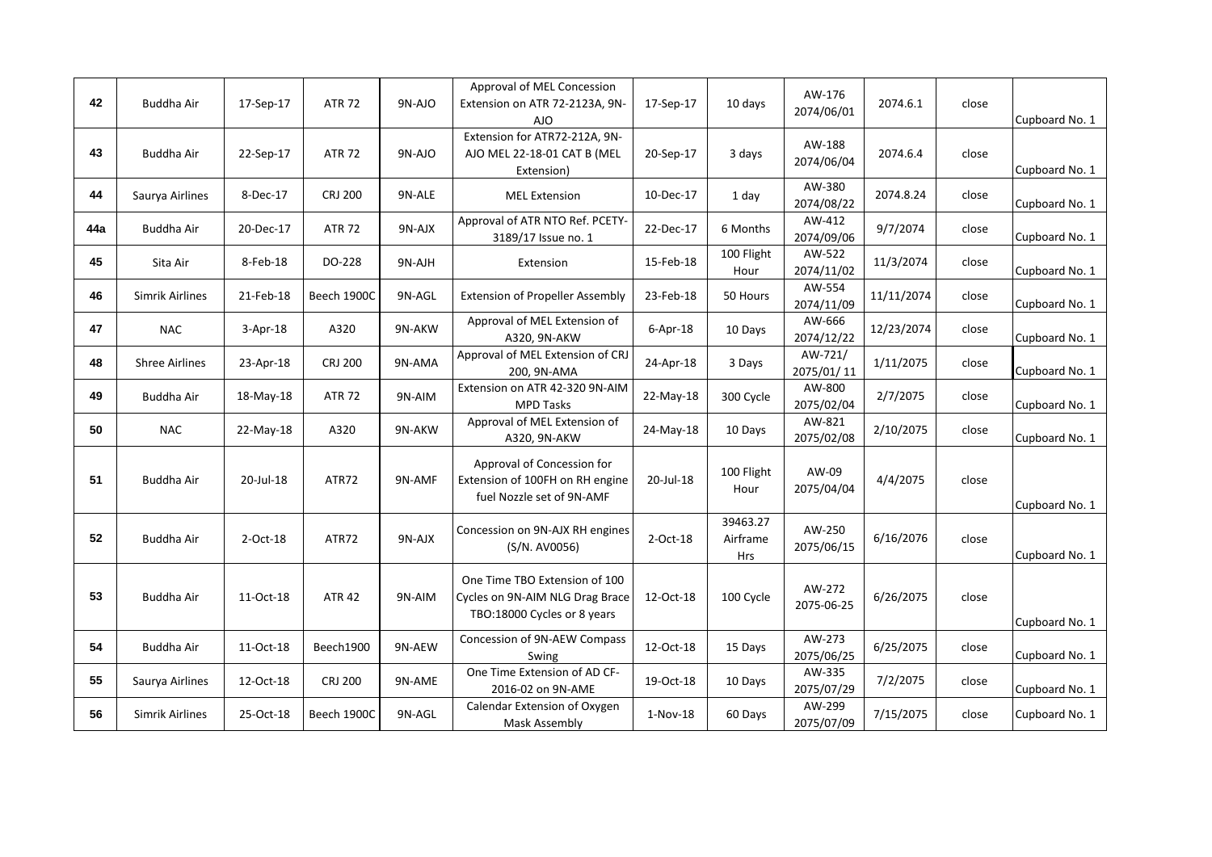| 42 | Buddha Air | 17-Sep-17 | ATR 72 | 9N-AJO | Approval of MEL Concession Extension on ATR 72-2123A, 9N-AJO | 17-Sep-17 | 10 days | AW-176 2074/06/01 | 2074.6.1 | close | Cupboard No. 1 |
|---|---|---|---|---|---|---|---|---|---|---|---|
| 43 | Buddha Air | 22-Sep-17 | ATR 72 | 9N-AJO | Extension for ATR72-212A, 9N-AJO MEL 22-18-01 CAT B (MEL Extension) | 20-Sep-17 | 3 days | AW-188 2074/06/04 | 2074.6.4 | close | Cupboard No. 1 |
| 44 | Saurya Airlines | 8-Dec-17 | CRJ 200 | 9N-ALE | MEL Extension | 10-Dec-17 | 1 day | AW-380 2074/08/22 | 2074.8.24 | close | Cupboard No. 1 |
| 44a | Buddha Air | 20-Dec-17 | ATR 72 | 9N-AJX | Approval of ATR NTO Ref. PCETY-3189/17 Issue no. 1 | 22-Dec-17 | 6 Months | AW-412 2074/09/06 | 9/7/2074 | close | Cupboard No. 1 |
| 45 | Sita Air | 8-Feb-18 | DO-228 | 9N-AJH | Extension | 15-Feb-18 | 100 Flight Hour | AW-522 2074/11/02 | 11/3/2074 | close | Cupboard No. 1 |
| 46 | Simrik Airlines | 21-Feb-18 | Beech 1900C | 9N-AGL | Extension of Propeller Assembly | 23-Feb-18 | 50 Hours | AW-554 2074/11/09 | 11/11/2074 | close | Cupboard No. 1 |
| 47 | NAC | 3-Apr-18 | A320 | 9N-AKW | Approval of MEL Extension of A320, 9N-AKW | 6-Apr-18 | 10 Days | AW-666 2074/12/22 | 12/23/2074 | close | Cupboard No. 1 |
| 48 | Shree Airlines | 23-Apr-18 | CRJ 200 | 9N-AMA | Approval of MEL Extension of CRJ 200, 9N-AMA | 24-Apr-18 | 3 Days | AW-721/ 2075/01/ 11 | 1/11/2075 | close | Cupboard No. 1 |
| 49 | Buddha Air | 18-May-18 | ATR 72 | 9N-AIM | Extension on ATR 42-320 9N-AIM MPD Tasks | 22-May-18 | 300 Cycle | AW-800 2075/02/04 | 2/7/2075 | close | Cupboard No. 1 |
| 50 | NAC | 22-May-18 | A320 | 9N-AKW | Approval of MEL Extension of A320, 9N-AKW | 24-May-18 | 10 Days | AW-821 2075/02/08 | 2/10/2075 | close | Cupboard No. 1 |
| 51 | Buddha Air | 20-Jul-18 | ATR72 | 9N-AMF | Approval of Concession for Extension of 100FH on RH engine fuel Nozzle set of 9N-AMF | 20-Jul-18 | 100 Flight Hour | AW-09 2075/04/04 | 4/4/2075 | close | Cupboard No. 1 |
| 52 | Buddha Air | 2-Oct-18 | ATR72 | 9N-AJX | Concession on 9N-AJX RH engines (S/N. AV0056) | 2-Oct-18 | 39463.27 Airframe Hrs | AW-250 2075/06/15 | 6/16/2076 | close | Cupboard No. 1 |
| 53 | Buddha Air | 11-Oct-18 | ATR 42 | 9N-AIM | One Time TBO Extension of 100 Cycles on 9N-AIM NLG Drag Brace TBO:18000 Cycles or 8 years | 12-Oct-18 | 100 Cycle | AW-272 2075-06-25 | 6/26/2075 | close | Cupboard No. 1 |
| 54 | Buddha Air | 11-Oct-18 | Beech1900 | 9N-AEW | Concession of 9N-AEW Compass Swing | 12-Oct-18 | 15 Days | AW-273 2075/06/25 | 6/25/2075 | close | Cupboard No. 1 |
| 55 | Saurya Airlines | 12-Oct-18 | CRJ 200 | 9N-AME | One Time Extension of AD CF-2016-02 on 9N-AME | 19-Oct-18 | 10 Days | AW-335 2075/07/29 | 7/2/2075 | close | Cupboard No. 1 |
| 56 | Simrik Airlines | 25-Oct-18 | Beech 1900C | 9N-AGL | Calendar Extension of Oxygen Mask Assembly | 1-Nov-18 | 60 Days | AW-299 2075/07/09 | 7/15/2075 | close | Cupboard No. 1 |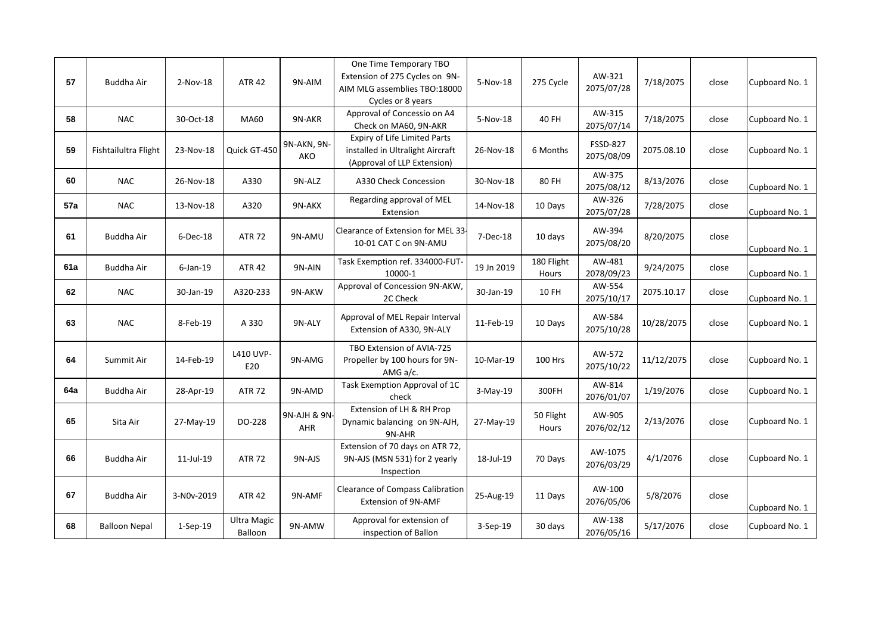| | | | | | | | | | | | |
|---|---|---|---|---|---|---|---|---|---|---|---|
| **57** | Buddha Air | 2-Nov-18 | ATR 42 | 9N-AIM | One Time Temporary TBO Extension of 275 Cycles on 9N-AIM MLG assemblies TBO:18000 Cycles or 8 years | 5-Nov-18 | 275 Cycle | AW-321 2075/07/28 | 7/18/2075 | close | Cupboard No. 1 |
| **58** | NAC | 30-Oct-18 | MA60 | 9N-AKR | Approval of Concessio on A4 Check on MA60, 9N-AKR | 5-Nov-18 | 40 FH | AW-315 2075/07/14 | 7/18/2075 | close | Cupboard No. 1 |
| **59** | Fishtailultra Flight | 23-Nov-18 | Quick GT-450 | 9N-AKN, 9N-AKO | Expiry of Life Limited Parts installed in Ultralight Aircraft (Approval of LLP Extension) | 26-Nov-18 | 6 Months | FSSD-827 2075/08/09 | 2075.08.10 | close | Cupboard No. 1 |
| **60** | NAC | 26-Nov-18 | A330 | 9N-ALZ | A330 Check Concession | 30-Nov-18 | 80 FH | AW-375 2075/08/12 | 8/13/2076 | close | Cupboard No. 1 |
| **57a** | NAC | 13-Nov-18 | A320 | 9N-AKX | Regarding approval of MEL Extension | 14-Nov-18 | 10 Days | AW-326 2075/07/28 | 7/28/2075 | close | Cupboard No. 1 |
| **61** | Buddha Air | 6-Dec-18 | ATR 72 | 9N-AMU | Clearance of Extension for MEL 33-10-01 CAT C on 9N-AMU | 7-Dec-18 | 10 days | AW-394 2075/08/20 | 8/20/2075 | close | Cupboard No. 1 |
| **61a** | Buddha Air | 6-Jan-19 | ATR 42 | 9N-AIN | Task Exemption ref. 334000-FUT-10000-1 | 19 Jn 2019 | 180 Flight Hours | AW-481 2078/09/23 | 9/24/2075 | close | Cupboard No. 1 |
| **62** | NAC | 30-Jan-19 | A320-233 | 9N-AKW | Approval of Concession 9N-AKW, 2C Check | 30-Jan-19 | 10 FH | AW-554 2075/10/17 | 2075.10.17 | close | Cupboard No. 1 |
| **63** | NAC | 8-Feb-19 | A 330 | 9N-ALY | Approval of MEL Repair Interval Extension of A330, 9N-ALY | 11-Feb-19 | 10 Days | AW-584 2075/10/28 | 10/28/2075 | close | Cupboard No. 1 |
| **64** | Summit Air | 14-Feb-19 | L410 UVP-E20 | 9N-AMG | TBO Extension of AVIA-725 Propeller by 100 hours for 9N-AMG a/c. | 10-Mar-19 | 100 Hrs | AW-572 2075/10/22 | 11/12/2075 | close | Cupboard No. 1 |
| **64a** | Buddha Air | 28-Apr-19 | ATR 72 | 9N-AMD | Task Exemption Approval of 1C check | 3-May-19 | 300FH | AW-814 2076/01/07 | 1/19/2076 | close | Cupboard No. 1 |
| **65** | Sita Air | 27-May-19 | DO-228 | 9N-AJH & 9N-AHR | Extension of LH & RH Prop Dynamic balancing on 9N-AJH, 9N-AHR | 27-May-19 | 50 Flight Hours | AW-905 2076/02/12 | 2/13/2076 | close | Cupboard No. 1 |
| **66** | Buddha Air | 11-Jul-19 | ATR 72 | 9N-AJS | Extension of 70 days on ATR 72, 9N-AJS (MSN 531) for 2 yearly Inspection | 18-Jul-19 | 70 Days | AW-1075 2076/03/29 | 4/1/2076 | close | Cupboard No. 1 |
| **67** | Buddha Air | 3-N0v-2019 | ATR 42 | 9N-AMF | Clearance of Compass Calibration Extension of 9N-AMF | 25-Aug-19 | 11 Days | AW-100 2076/05/06 | 5/8/2076 | close | Cupboard No. 1 |
| **68** | Balloon Nepal | 1-Sep-19 | Ultra Magic Balloon | 9N-AMW | Approval for extension of inspection of Ballon | 3-Sep-19 | 30 days | AW-138 2076/05/16 | 5/17/2076 | close | Cupboard No. 1 |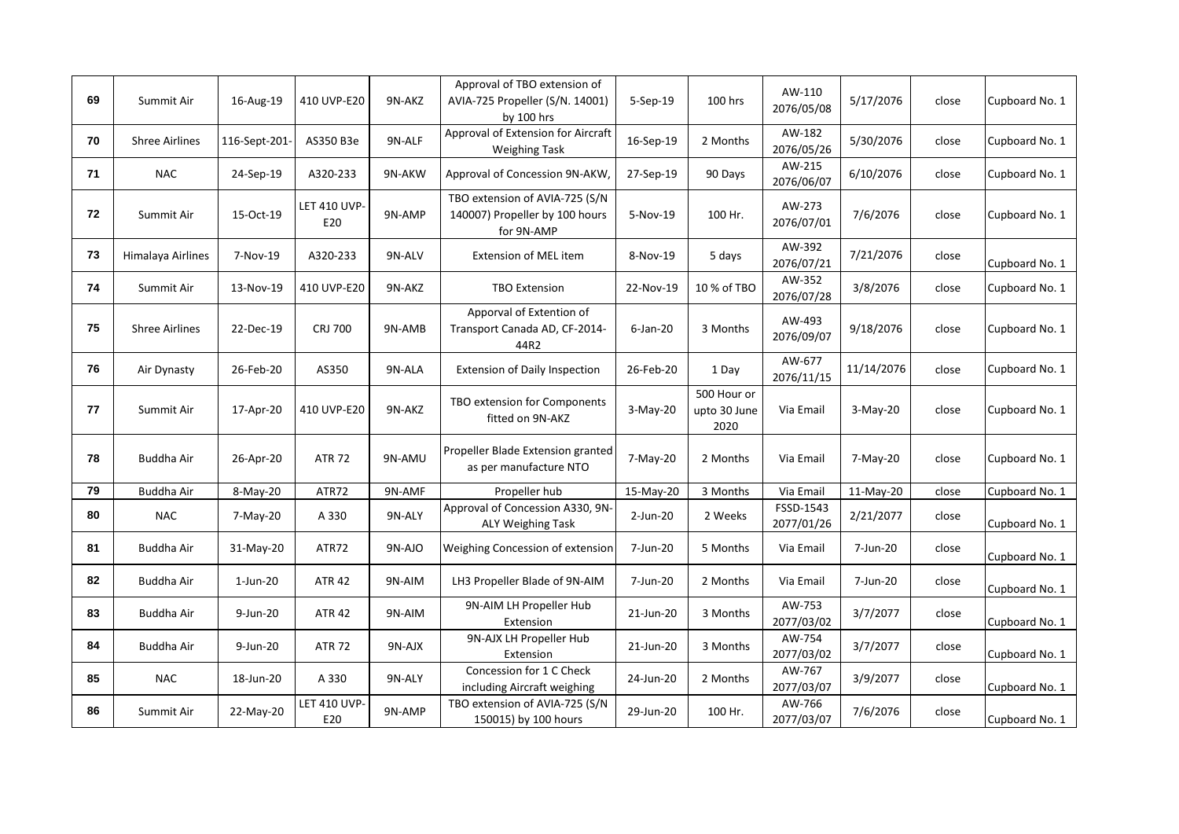| 69 | Summit Air | 16-Aug-19 | 410 UVP-E20 | 9N-AKZ | Approval of TBO extension of AVIA-725 Propeller (S/N. 14001) by 100 hrs | 5-Sep-19 | 100 hrs | AW-110 2076/05/08 | 5/17/2076 | close | Cupboard No. 1 |
|---|---|---|---|---|---|---|---|---|---|---|---|
| 70 | Shree Airlines | 116-Sept-201- | AS350 B3e | 9N-ALF | Approval of Extension for Aircraft Weighing Task | 16-Sep-19 | 2 Months | AW-182 2076/05/26 | 5/30/2076 | close | Cupboard No. 1 |
| 71 | NAC | 24-Sep-19 | A320-233 | 9N-AKW | Approval of Concession 9N-AKW, | 27-Sep-19 | 90 Days | AW-215 2076/06/07 | 6/10/2076 | close | Cupboard No. 1 |
| 72 | Summit Air | 15-Oct-19 | LET 410 UVP-E20 | 9N-AMP | TBO extension of AVIA-725 (S/N 140007) Propeller by 100 hours for 9N-AMP | 5-Nov-19 | 100 Hr. | AW-273 2076/07/01 | 7/6/2076 | close | Cupboard No. 1 |
| 73 | Himalaya Airlines | 7-Nov-19 | A320-233 | 9N-ALV | Extension of MEL item | 8-Nov-19 | 5 days | AW-392 2076/07/21 | 7/21/2076 | close | Cupboard No. 1 |
| 74 | Summit Air | 13-Nov-19 | 410 UVP-E20 | 9N-AKZ | TBO Extension | 22-Nov-19 | 10 % of TBO | AW-352 2076/07/28 | 3/8/2076 | close | Cupboard No. 1 |
| 75 | Shree Airlines | 22-Dec-19 | CRJ 700 | 9N-AMB | Apporval of Extention of Transport Canada AD, CF-2014-44R2 | 6-Jan-20 | 3 Months | AW-493 2076/09/07 | 9/18/2076 | close | Cupboard No. 1 |
| 76 | Air Dynasty | 26-Feb-20 | AS350 | 9N-ALA | Extension of Daily Inspection | 26-Feb-20 | 1 Day | AW-677 2076/11/15 | 11/14/2076 | close | Cupboard No. 1 |
| 77 | Summit Air | 17-Apr-20 | 410 UVP-E20 | 9N-AKZ | TBO extension for Components fitted on 9N-AKZ | 3-May-20 | 500 Hour or upto 30 June 2020 | Via Email | 3-May-20 | close | Cupboard No. 1 |
| 78 | Buddha Air | 26-Apr-20 | ATR 72 | 9N-AMU | Propeller Blade Extension granted as per manufacture NTO | 7-May-20 | 2 Months | Via Email | 7-May-20 | close | Cupboard No. 1 |
| 79 | Buddha Air | 8-May-20 | ATR72 | 9N-AMF | Propeller hub | 15-May-20 | 3 Months | Via Email | 11-May-20 | close | Cupboard No. 1 |
| 80 | NAC | 7-May-20 | A 330 | 9N-ALY | Approval of Concession A330, 9N-ALY Weighing Task | 2-Jun-20 | 2 Weeks | FSSD-1543 2077/01/26 | 2/21/2077 | close | Cupboard No. 1 |
| 81 | Buddha Air | 31-May-20 | ATR72 | 9N-AJO | Weighing Concession of extension | 7-Jun-20 | 5 Months | Via Email | 7-Jun-20 | close | Cupboard No. 1 |
| 82 | Buddha Air | 1-Jun-20 | ATR 42 | 9N-AIM | LH3 Propeller Blade of 9N-AIM | 7-Jun-20 | 2 Months | Via Email | 7-Jun-20 | close | Cupboard No. 1 |
| 83 | Buddha Air | 9-Jun-20 | ATR 42 | 9N-AIM | 9N-AIM LH Propeller Hub Extension | 21-Jun-20 | 3 Months | AW-753 2077/03/02 | 3/7/2077 | close | Cupboard No. 1 |
| 84 | Buddha Air | 9-Jun-20 | ATR 72 | 9N-AJX | 9N-AJX LH Propeller Hub Extension | 21-Jun-20 | 3 Months | AW-754 2077/03/02 | 3/7/2077 | close | Cupboard No. 1 |
| 85 | NAC | 18-Jun-20 | A 330 | 9N-ALY | Concession for 1 C Check including Aircraft weighing | 24-Jun-20 | 2 Months | AW-767 2077/03/07 | 3/9/2077 | close | Cupboard No. 1 |
| 86 | Summit Air | 22-May-20 | LET 410 UVP-E20 | 9N-AMP | TBO extension of AVIA-725 (S/N 150015) by 100 hours | 29-Jun-20 | 100 Hr. | AW-766 2077/03/07 | 7/6/2076 | close | Cupboard No. 1 |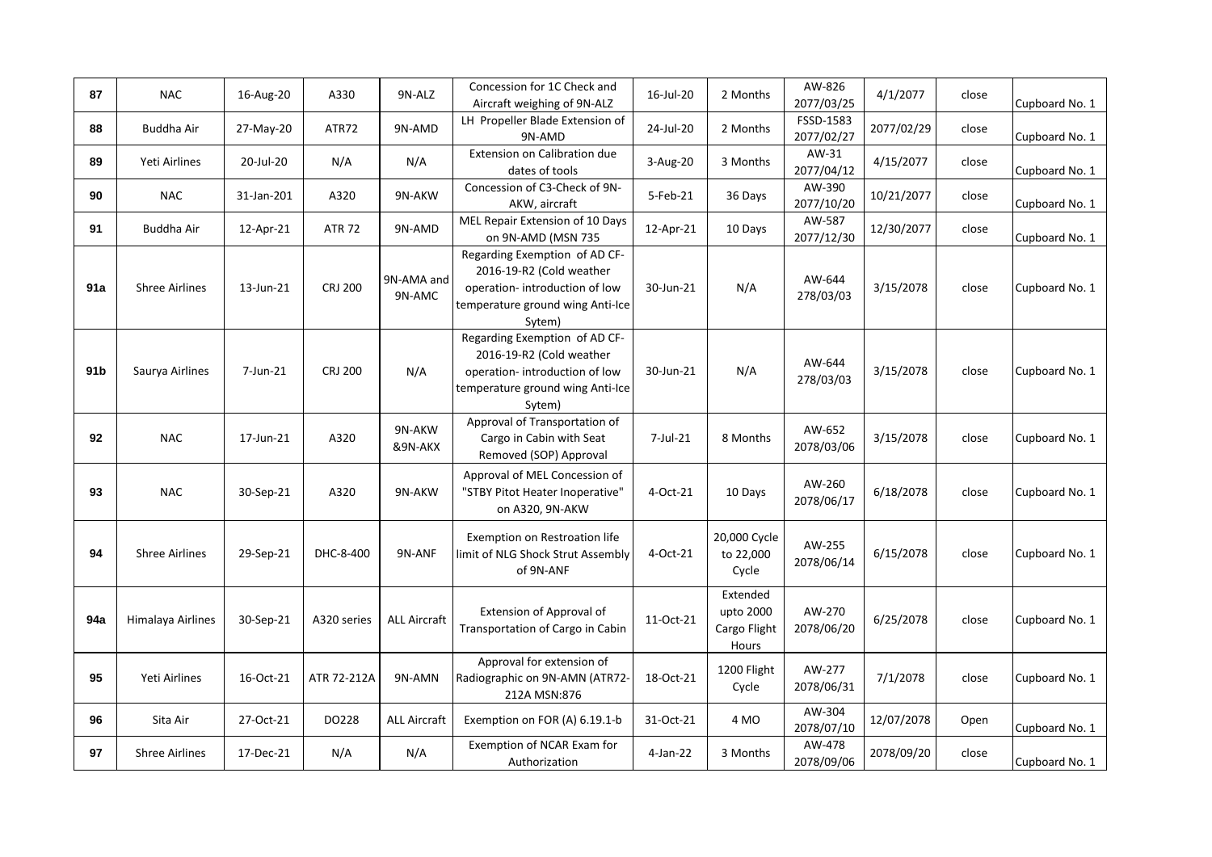| 87 | NAC | 16-Aug-20 | A330 | 9N-ALZ | Concession for 1C Check and Aircraft weighing of 9N-ALZ | 16-Jul-20 | 2 Months | AW-826 2077/03/25 | 4/1/2077 | close | Cupboard No. 1 |
|---|---|---|---|---|---|---|---|---|---|---|---|
| 88 | Buddha Air | 27-May-20 | ATR72 | 9N-AMD | LH Propeller Blade Extension of 9N-AMD | 24-Jul-20 | 2 Months | FSSD-1583 2077/02/27 | 2077/02/29 | close | Cupboard No. 1 |
| 89 | Yeti Airlines | 20-Jul-20 | N/A | N/A | Extension on Calibration due dates of tools | 3-Aug-20 | 3 Months | AW-31 2077/04/12 | 4/15/2077 | close | Cupboard No. 1 |
| 90 | NAC | 31-Jan-201 | A320 | 9N-AKW | Concession of C3-Check of 9N-AKW, aircraft | 5-Feb-21 | 36 Days | AW-390 2077/10/20 | 10/21/2077 | close | Cupboard No. 1 |
| 91 | Buddha Air | 12-Apr-21 | ATR 72 | 9N-AMD | MEL Repair Extension of 10 Days on 9N-AMD (MSN 735 | 12-Apr-21 | 10 Days | AW-587 2077/12/30 | 12/30/2077 | close | Cupboard No. 1 |
| 91a | Shree Airlines | 13-Jun-21 | CRJ 200 | 9N-AMA and 9N-AMC | Regarding Exemption of AD CF-2016-19-R2 (Cold weather operation- introduction of low temperature ground wing Anti-Ice Sytem) | 30-Jun-21 | N/A | AW-644 278/03/03 | 3/15/2078 | close | Cupboard No. 1 |
| 91b | Saurya Airlines | 7-Jun-21 | CRJ 200 | N/A | Regarding Exemption of AD CF-2016-19-R2 (Cold weather operation- introduction of low temperature ground wing Anti-Ice Sytem) | 30-Jun-21 | N/A | AW-644 278/03/03 | 3/15/2078 | close | Cupboard No. 1 |
| 92 | NAC | 17-Jun-21 | A320 | 9N-AKW &9N-AKX | Approval of Transportation of Cargo in Cabin with Seat Removed (SOP) Approval | 7-Jul-21 | 8 Months | AW-652 2078/03/06 | 3/15/2078 | close | Cupboard No. 1 |
| 93 | NAC | 30-Sep-21 | A320 | 9N-AKW | Approval of MEL Concession of "STBY Pitot Heater Inoperative" on A320, 9N-AKW | 4-Oct-21 | 10 Days | AW-260 2078/06/17 | 6/18/2078 | close | Cupboard No. 1 |
| 94 | Shree Airlines | 29-Sep-21 | DHC-8-400 | 9N-ANF | Exemption on Restroation life limit of NLG Shock Strut Assembly of 9N-ANF | 4-Oct-21 | 20,000 Cycle to 22,000 Cycle | AW-255 2078/06/14 | 6/15/2078 | close | Cupboard No. 1 |
| 94a | Himalaya Airlines | 30-Sep-21 | A320 series | ALL Aircraft | Extension of Approval of Transportation of Cargo in Cabin | 11-Oct-21 | Extended upto 2000 Cargo Flight Hours | AW-270 2078/06/20 | 6/25/2078 | close | Cupboard No. 1 |
| 95 | Yeti Airlines | 16-Oct-21 | ATR 72-212A | 9N-AMN | Approval for extension of Radiographic on 9N-AMN (ATR72-212A MSN:876 | 18-Oct-21 | 1200 Flight Cycle | AW-277 2078/06/31 | 7/1/2078 | close | Cupboard No. 1 |
| 96 | Sita Air | 27-Oct-21 | DO228 | ALL Aircraft | Exemption on FOR (A) 6.19.1-b | 31-Oct-21 | 4 MO | AW-304 2078/07/10 | 12/07/2078 | Open | Cupboard No. 1 |
| 97 | Shree Airlines | 17-Dec-21 | N/A | N/A | Exemption of NCAR Exam for Authorization | 4-Jan-22 | 3 Months | AW-478 2078/09/06 | 2078/09/20 | close | Cupboard No. 1 |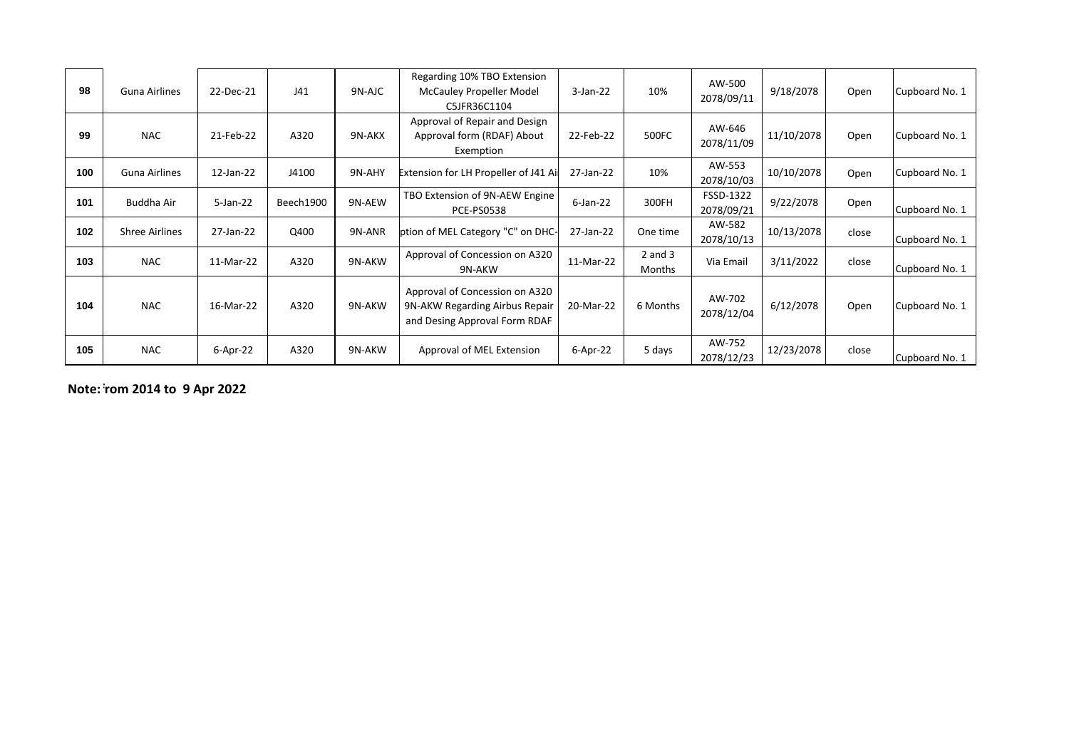| | | | | | | | | | | | |
|---|---|---|---|---|---|---|---|---|---|---|---|
| **98** | Guna Airlines | 22-Dec-21 | J41 | 9N-AJC | Regarding 10% TBO Extension McCauley Propeller Model C5JFR36C1104 | 3-Jan-22 | 10% | AW-500 2078/09/11 | 9/18/2078 | Open | Cupboard No. 1 |
| **99** | NAC | 21-Feb-22 | A320 | 9N-AKX | Approval of Repair and Design Approval form (RDAF) About Exemption | 22-Feb-22 | 500FC | AW-646 2078/11/09 | 11/10/2078 | Open | Cupboard No. 1 |
| **100** | Guna Airlines | 12-Jan-22 | J4100 | 9N-AHY | Extension for LH Propeller of J41 Ai | 27-Jan-22 | 10% | AW-553 2078/10/03 | 10/10/2078 | Open | Cupboard No. 1 |
| **101** | Buddha Air | 5-Jan-22 | Beech1900 | 9N-AEW | TBO Extension of 9N-AEW Engine PCE-PS0538 | 6-Jan-22 | 300FH | FSSD-1322 2078/09/21 | 9/22/2078 | Open | Cupboard No. 1 |
| **102** | Shree Airlines | 27-Jan-22 | Q400 | 9N-ANR | ption of MEL Category "C" on DHC- | 27-Jan-22 | One time | AW-582 2078/10/13 | 10/13/2078 | close | Cupboard No. 1 |
| **103** | NAC | 11-Mar-22 | A320 | 9N-AKW | Approval of Concession on A320 9N-AKW | 11-Mar-22 | 2 and 3 Months | Via Email | 3/11/2022 | close | Cupboard No. 1 |
| **104** | NAC | 16-Mar-22 | A320 | 9N-AKW | Approval of Concession on A320 9N-AKW Regarding Airbus Repair and Desing Approval Form RDAF | 20-Mar-22 | 6 Months | AW-702 2078/12/04 | 6/12/2078 | Open | Cupboard No. 1 |
| **105** | NAC | 6-Apr-22 | A320 | 9N-AKW | Approval of MEL Extension | 6-Apr-22 | 5 days | AW-752 2078/12/23 | 12/23/2078 | close | Cupboard No. 1 |

**Note: rom 2014 to 9 Apr 2022**